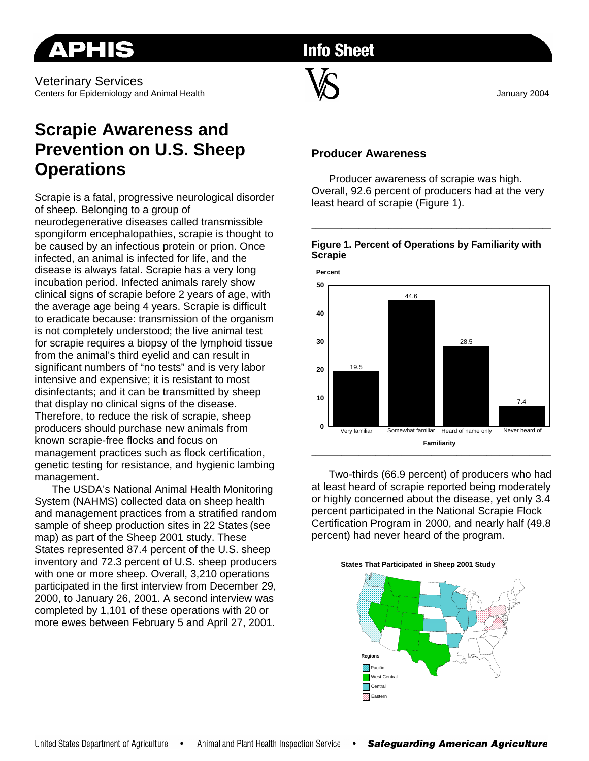# Scrapie Awareness and Prevention on U.S. Sheep Operations

Scrapie is a fatal, progressive neurological disorder of sheep. Belonging to a group of neurodegenerative diseases called transmissible spongiform encephalopathies, scrapie is thought to be caused by an infectious protein or prion. Once infected, an animal is infected for life, and the disease is always fatal. Scrapie has a very long incubation period. Infected animals rarely show clinical signs of scrapie before 2 years of age, with the average age being 4 years. Scrapie is difficult to eradicate because: transmission of the organism is not completely understood; the live animal test for scrapie requires a biopsy of the lymphoid tissue from the animal's third eyelid and can result in significant numbers of "no tests" and is very labor intensive and expensive; it is resistant to most disinfectants; and it can be transmitted by sheep that display no clinical signs of the disease. Therefore, to reduce the risk of scrapie, sheep producers should purchase new animals from known scrapie-free flocks and focus on management practices such as flock certification, genetic testing for resistance, and hygienic lambing management.

The USDA's National Animal Health Monitoring System (NAHMS) collected data on sheep health and management practices from a stratified random sample of sheep production sites in 22 States (see map) as part of the Sheep 2001 study. These States represented 87.4 percent of the U.S. sheep inventory and 72.3 percent of U.S. sheep producers with one or more sheep. Overall, 3,210 operations participated in the first interview from December 29, 2000, to January 26, 2001. A second interview was completed by 1,101 of these operations with 20 or more ewes between February 5 and April 27, 2001.

## Producer Awareness

Producer awareness of scrapie was high. Overall, 92.6 percent of producers had at the very least heard of scrapie (Figure 1).

**Figure 1. Percent of Operations by Familiarity with Scrapie**

| Familiarity | Percent |
|---|---|
| Very familiar | 19.5 |
| Somewhat familiar | 44.6 |
| Heard of name only | 28.5 |
| Never heard of | 7.4 |

Two-thirds (66.9 percent) of producers who had at least heard of scrapie reported being moderately or highly concerned about the disease, yet only 3.4 percent participated in the National Scrapie Flock Certification Program in 2000, and nearly half (49.8 percent) had never heard of the program.

**States That Participated in Sheep 2001 Study**

Regions: Pacific, West Central, Central, Eastern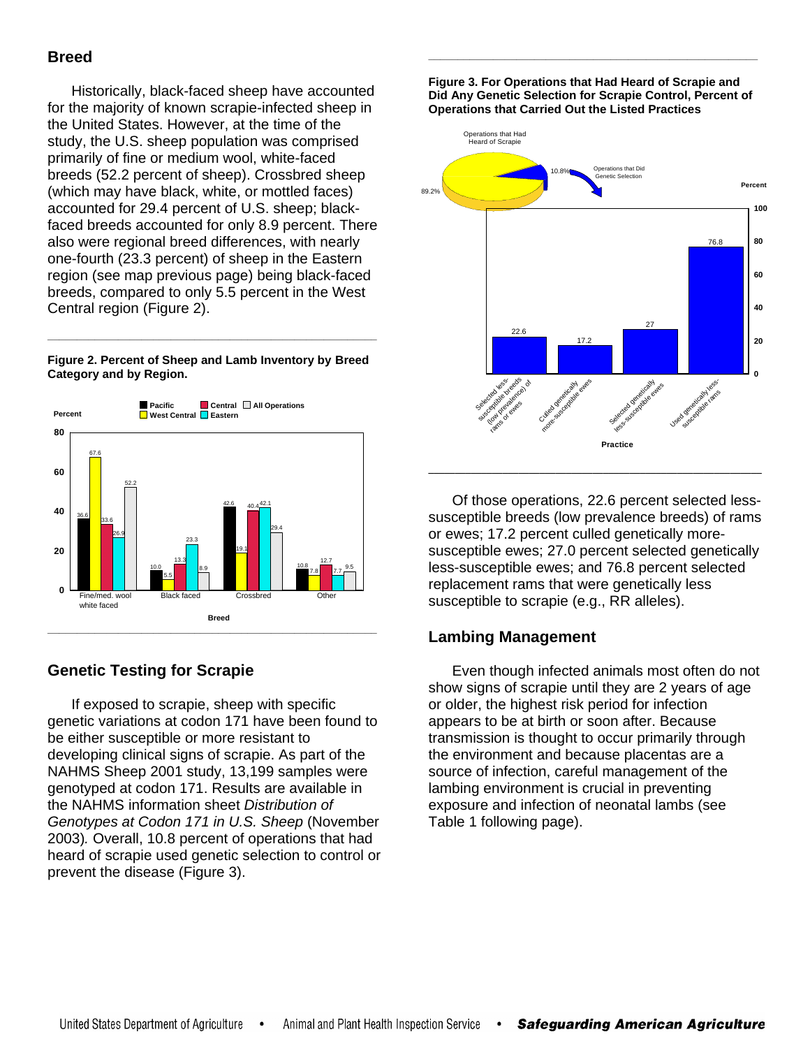## Breed

Historically, black-faced sheep have accounted for the majority of known scrapie-infected sheep in the United States. However, at the time of the study, the U.S. sheep population was comprised primarily of fine or medium wool, white-faced breeds (52.2 percent of sheep). Crossbred sheep (which may have black, white, or mottled faces) accounted for 29.4 percent of U.S. sheep; black-faced breeds accounted for only 8.9 percent. There also were regional breed differences, with nearly one-fourth (23.3 percent) of sheep in the Eastern region (see map previous page) being black-faced breeds, compared to only 5.5 percent in the West Central region (Figure 2).

**Figure 2. Percent of Sheep and Lamb Inventory by Breed Category and by Region.**

| Breed | Pacific | West Central | Central | Eastern | All Operations |
|---|---|---|---|---|---|
| Fine/med. wool white faced | 36.6 | 67.6 | 33.6 | 26.9 | 52.2 |
| Black faced | 10.0 | 5.5 | 13.3 | 23.3 | 8.9 |
| Crossbred | 42.6 | 19.1 | 40.4 | 42.1 | 29.4 |
| Other | 10.8 | 7.8 | 12.7 | 7.7 | 9.5 |

## Genetic Testing for Scrapie

If exposed to scrapie, sheep with specific genetic variations at codon 171 have been found to be either susceptible or more resistant to developing clinical signs of scrapie. As part of the NAHMS Sheep 2001 study, 13,199 samples were genotyped at codon 171. Results are available in the NAHMS information sheet *Distribution of Genotypes at Codon 171 in U.S. Sheep* (November 2003). Overall, 10.8 percent of operations that had heard of scrapie used genetic selection to control or prevent the disease (Figure 3).

**Figure 3. For Operations that Had Heard of Scrapie and Did Any Genetic Selection for Scrapie Control, Percent of Operations that Carried Out the Listed Practices**

Operations that Had Heard of Scrapie: 89.2% / Operations that Did Genetic Selection: 10.8%

| Practice | Percent |
|---|---|
| Selected less-susceptible breeds (low prevalence) of rams or ewes | 22.6 |
| Culled genetically more-susceptible ewes | 17.2 |
| Selected genetically less-susceptible ewes | 27 |
| Used genetically less-susceptible rams | 76.8 |

Of those operations, 22.6 percent selected less-susceptible breeds (low prevalence breeds) of rams or ewes; 17.2 percent culled genetically more-susceptible ewes; 27.0 percent selected genetically less-susceptible ewes; and 76.8 percent selected replacement rams that were genetically less susceptible to scrapie (e.g., RR alleles).

## Lambing Management

Even though infected animals most often do not show signs of scrapie until they are 2 years of age or older, the highest risk period for infection appears to be at birth or soon after. Because transmission is thought to occur primarily through the environment and because placentas are a source of infection, careful management of the lambing environment is crucial in preventing exposure and infection of neonatal lambs (see Table 1 following page).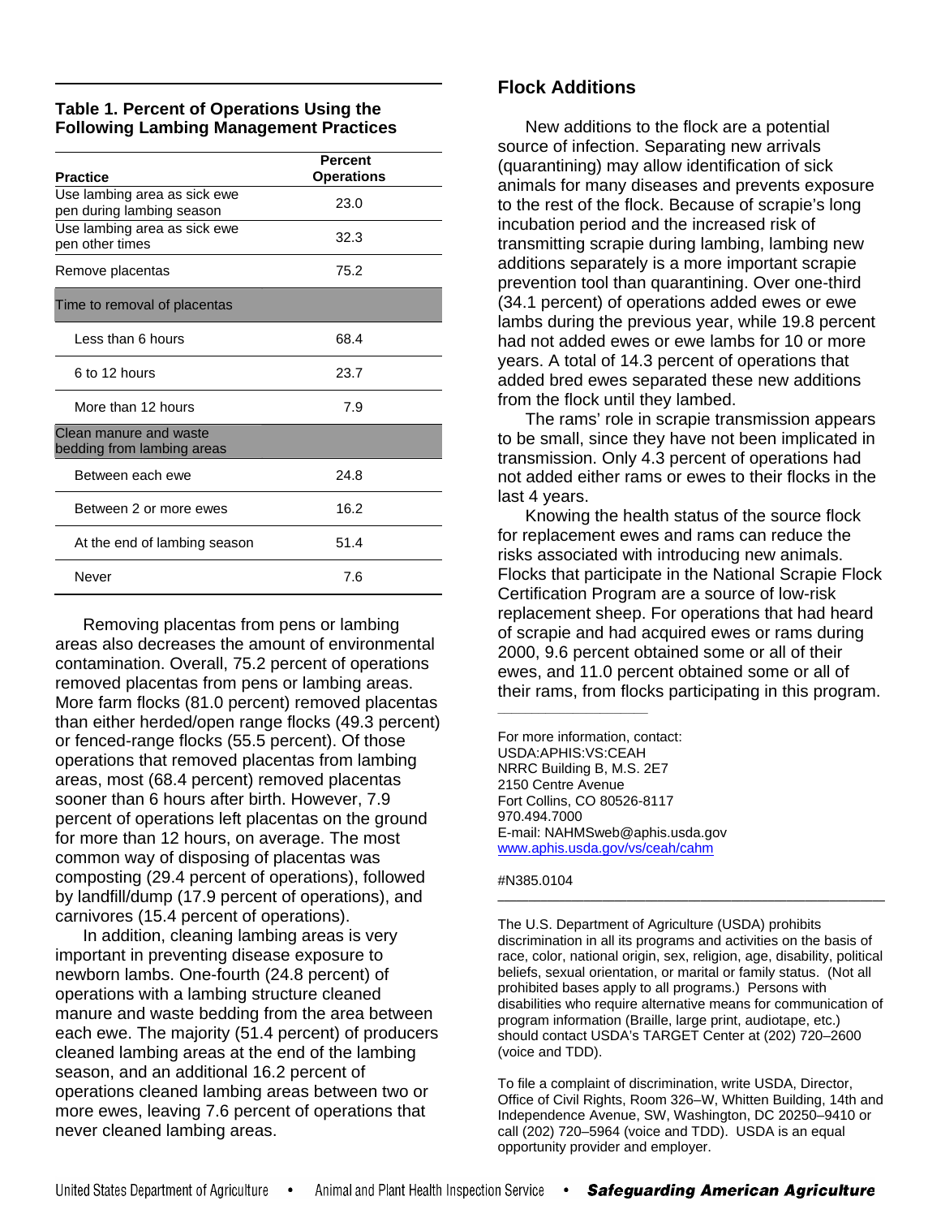**Table 1. Percent of Operations Using the Following Lambing Management Practices**

| Practice | Percent Operations |
|---|---|
| Use lambing area as sick ewe pen during lambing season | 23.0 |
| Use lambing area as sick ewe pen other times | 32.3 |
| Remove placentas | 75.2 |
| Time to removal of placentas | |
| Less than 6 hours | 68.4 |
| 6 to 12 hours | 23.7 |
| More than 12 hours | 7.9 |
| Clean manure and waste bedding from lambing areas | |
| Between each ewe | 24.8 |
| Between 2 or more ewes | 16.2 |
| At the end of lambing season | 51.4 |
| Never | 7.6 |

Removing placentas from pens or lambing areas also decreases the amount of environmental contamination. Overall, 75.2 percent of operations removed placentas from pens or lambing areas. More farm flocks (81.0 percent) removed placentas than either herded/open range flocks (49.3 percent) or fenced-range flocks (55.5 percent). Of those operations that removed placentas from lambing areas, most (68.4 percent) removed placentas sooner than 6 hours after birth. However, 7.9 percent of operations left placentas on the ground for more than 12 hours, on average. The most common way of disposing of placentas was composting (29.4 percent of operations), followed by landfill/dump (17.9 percent of operations), and carnivores (15.4 percent of operations).

In addition, cleaning lambing areas is very important in preventing disease exposure to newborn lambs. One-fourth (24.8 percent) of operations with a lambing structure cleaned manure and waste bedding from the area between each ewe. The majority (51.4 percent) of producers cleaned lambing areas at the end of the lambing season, and an additional 16.2 percent of operations cleaned lambing areas between two or more ewes, leaving 7.6 percent of operations that never cleaned lambing areas.

## Flock Additions

New additions to the flock are a potential source of infection. Separating new arrivals (quarantining) may allow identification of sick animals for many diseases and prevents exposure to the rest of the flock. Because of scrapie's long incubation period and the increased risk of transmitting scrapie during lambing, lambing new additions separately is a more important scrapie prevention tool than quarantining. Over one-third (34.1 percent) of operations added ewes or ewe lambs during the previous year, while 19.8 percent had not added ewes or ewe lambs for 10 or more years. A total of 14.3 percent of operations that added bred ewes separated these new additions from the flock until they lambed.

The rams' role in scrapie transmission appears to be small, since they have not been implicated in transmission. Only 4.3 percent of operations had not added either rams or ewes to their flocks in the last 4 years.

Knowing the health status of the source flock for replacement ewes and rams can reduce the risks associated with introducing new animals. Flocks that participate in the National Scrapie Flock Certification Program are a source of low-risk replacement sheep. For operations that had heard of scrapie and had acquired ewes or rams during 2000, 9.6 percent obtained some or all of their ewes, and 11.0 percent obtained some or all of their rams, from flocks participating in this program.

---

For more information, contact:
USDA:APHIS:VS:CEAH
NRRC Building B, M.S. 2E7
2150 Centre Avenue
Fort Collins, CO 80526-8117
970.494.7000
E-mail: NAHMSweb@aphis.usda.gov
www.aphis.usda.gov/vs/ceah/cahm

#N385.0104

---

The U.S. Department of Agriculture (USDA) prohibits discrimination in all its programs and activities on the basis of race, color, national origin, sex, religion, age, disability, political beliefs, sexual orientation, or marital or family status. (Not all prohibited bases apply to all programs.) Persons with disabilities who require alternative means for communication of program information (Braille, large print, audiotape, etc.) should contact USDA's TARGET Center at (202) 720–2600 (voice and TDD).

To file a complaint of discrimination, write USDA, Director, Office of Civil Rights, Room 326–W, Whitten Building, 14th and Independence Avenue, SW, Washington, DC 20250–9410 or call (202) 720–5964 (voice and TDD). USDA is an equal opportunity provider and employer.